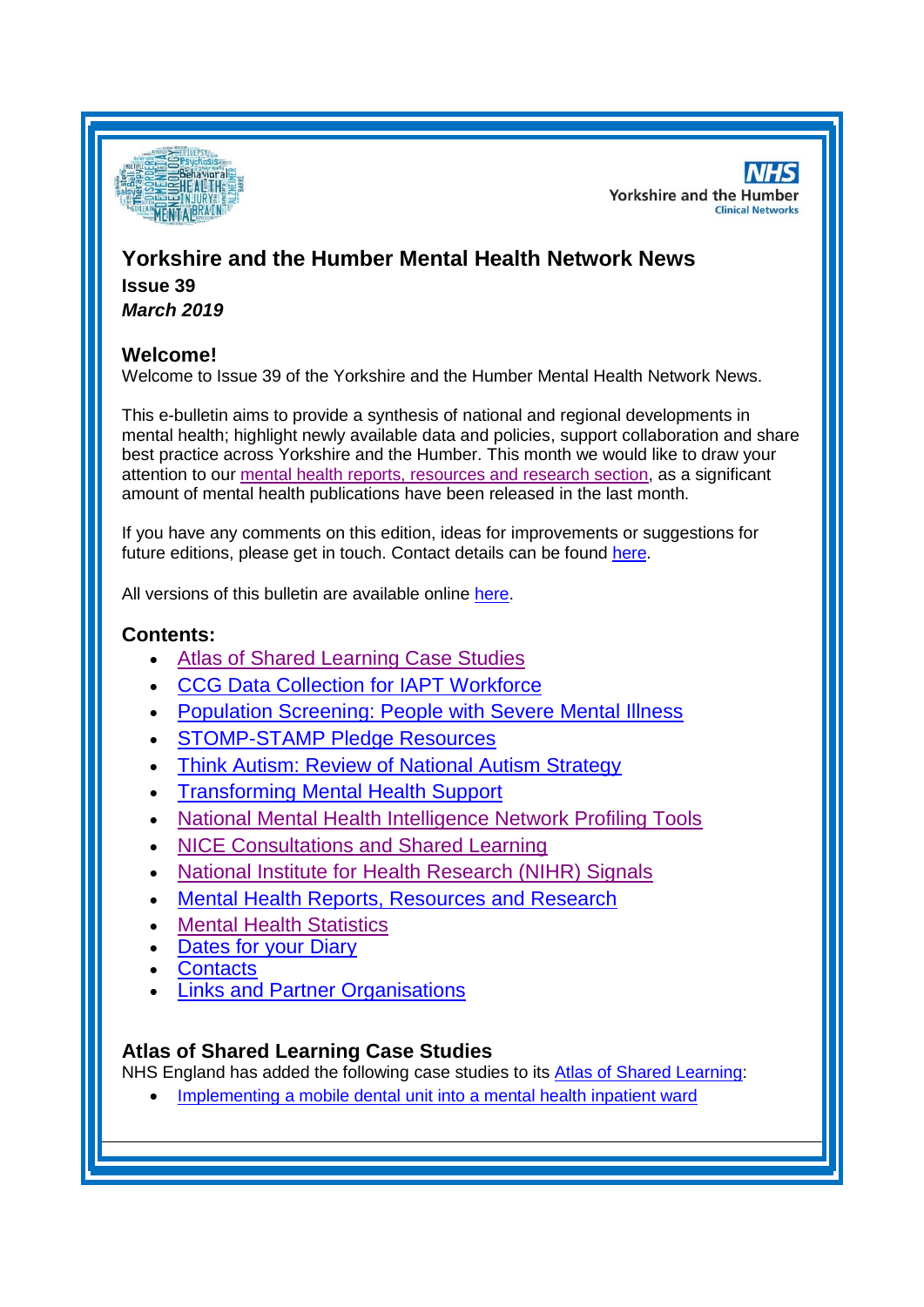# Yorkshire and the Humber Mental Health Network News

**Issue 39**

***March 2019***

## Welcome!

Welcome to Issue 39 of the Yorkshire and the Humber Mental Health Network News.

This e-bulletin aims to provide a synthesis of national and regional developments in mental health; highlight newly available data and policies, support collaboration and share best practice across Yorkshire and the Humber. This month we would like to draw your attention to our mental health reports, resources and research section, as a significant amount of mental health publications have been released in the last month.

If you have any comments on this edition, ideas for improvements or suggestions for future editions, please get in touch. Contact details can be found here.

All versions of this bulletin are available online here.

## Contents:

- Atlas of Shared Learning Case Studies
- CCG Data Collection for IAPT Workforce
- Population Screening: People with Severe Mental Illness
- STOMP-STAMP Pledge Resources
- Think Autism: Review of National Autism Strategy
- Transforming Mental Health Support
- National Mental Health Intelligence Network Profiling Tools
- NICE Consultations and Shared Learning
- National Institute for Health Research (NIHR) Signals
- Mental Health Reports, Resources and Research
- Mental Health Statistics
- Dates for your Diary
- Contacts
- Links and Partner Organisations

## Atlas of Shared Learning Case Studies

NHS England has added the following case studies to its Atlas of Shared Learning:

- Implementing a mobile dental unit into a mental health inpatient ward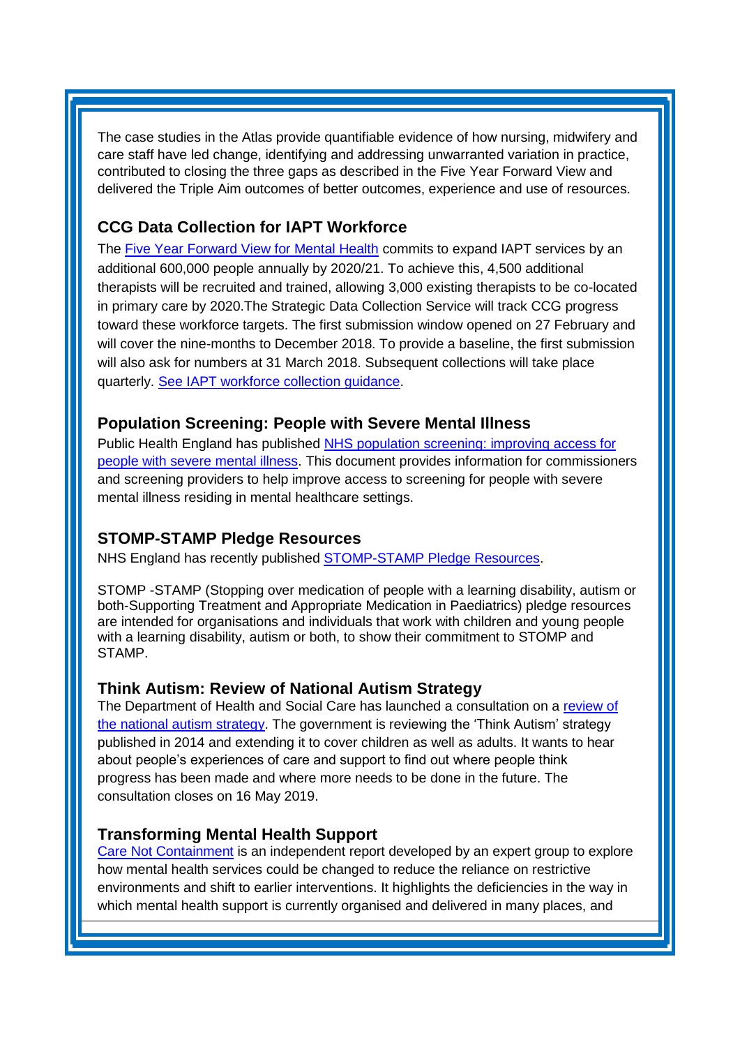The case studies in the Atlas provide quantifiable evidence of how nursing, midwifery and care staff have led change, identifying and addressing unwarranted variation in practice, contributed to closing the three gaps as described in the Five Year Forward View and delivered the Triple Aim outcomes of better outcomes, experience and use of resources.

### CCG Data Collection for IAPT Workforce

The Five Year Forward View for Mental Health commits to expand IAPT services by an additional 600,000 people annually by 2020/21. To achieve this, 4,500 additional therapists will be recruited and trained, allowing 3,000 existing therapists to be co-located in primary care by 2020.The Strategic Data Collection Service will track CCG progress toward these workforce targets. The first submission window opened on 27 February and will cover the nine-months to December 2018. To provide a baseline, the first submission will also ask for numbers at 31 March 2018. Subsequent collections will take place quarterly. See IAPT workforce collection guidance.

### Population Screening: People with Severe Mental Illness

Public Health England has published NHS population screening: improving access for people with severe mental illness. This document provides information for commissioners and screening providers to help improve access to screening for people with severe mental illness residing in mental healthcare settings.

### STOMP-STAMP Pledge Resources

NHS England has recently published STOMP-STAMP Pledge Resources.

STOMP -STAMP (Stopping over medication of people with a learning disability, autism or both-Supporting Treatment and Appropriate Medication in Paediatrics) pledge resources are intended for organisations and individuals that work with children and young people with a learning disability, autism or both, to show their commitment to STOMP and STAMP.

### Think Autism: Review of National Autism Strategy

The Department of Health and Social Care has launched a consultation on a review of the national autism strategy. The government is reviewing the 'Think Autism' strategy published in 2014 and extending it to cover children as well as adults. It wants to hear about people's experiences of care and support to find out where people think progress has been made and where more needs to be done in the future. The consultation closes on 16 May 2019.

### Transforming Mental Health Support

Care Not Containment is an independent report developed by an expert group to explore how mental health services could be changed to reduce the reliance on restrictive environments and shift to earlier interventions. It highlights the deficiencies in the way in which mental health support is currently organised and delivered in many places, and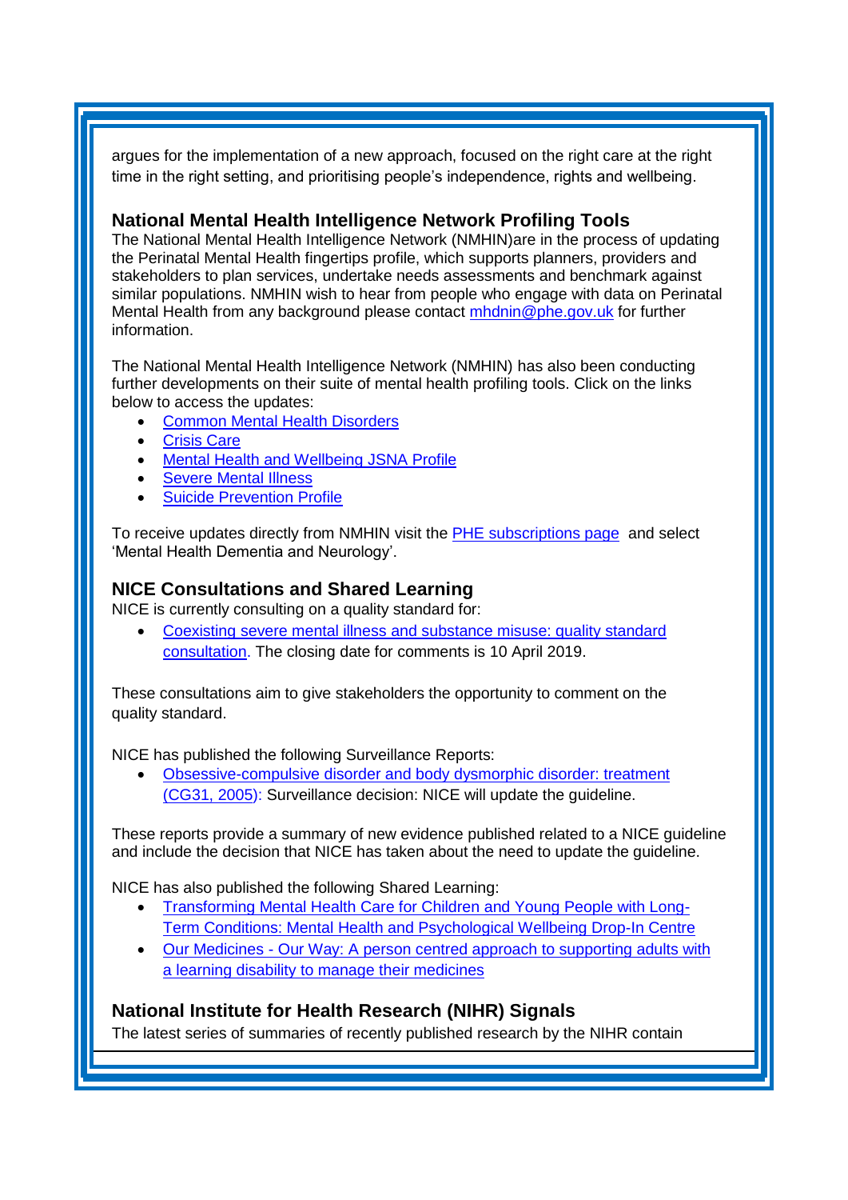argues for the implementation of a new approach, focused on the right care at the right time in the right setting, and prioritising people's independence, rights and wellbeing.

### National Mental Health Intelligence Network Profiling Tools

The National Mental Health Intelligence Network (NMHIN)are in the process of updating the Perinatal Mental Health fingertips profile, which supports planners, providers and stakeholders to plan services, undertake needs assessments and benchmark against similar populations. NMHIN wish to hear from people who engage with data on Perinatal Mental Health from any background please contact mhdnin@phe.gov.uk for further information.

The National Mental Health Intelligence Network (NMHIN) has also been conducting further developments on their suite of mental health profiling tools. Click on the links below to access the updates:

- Common Mental Health Disorders
- Crisis Care
- Mental Health and Wellbeing JSNA Profile
- Severe Mental Illness
- Suicide Prevention Profile

To receive updates directly from NMHIN visit the PHE subscriptions page and select 'Mental Health Dementia and Neurology'.

### NICE Consultations and Shared Learning

NICE is currently consulting on a quality standard for:

- Coexisting severe mental illness and substance misuse: quality standard consultation. The closing date for comments is 10 April 2019.

These consultations aim to give stakeholders the opportunity to comment on the quality standard.

NICE has published the following Surveillance Reports:

- Obsessive-compulsive disorder and body dysmorphic disorder: treatment (CG31, 2005): Surveillance decision: NICE will update the guideline.

These reports provide a summary of new evidence published related to a NICE guideline and include the decision that NICE has taken about the need to update the guideline.

NICE has also published the following Shared Learning:

- Transforming Mental Health Care for Children and Young People with Long-Term Conditions: Mental Health and Psychological Wellbeing Drop-In Centre
- Our Medicines - Our Way: A person centred approach to supporting adults with a learning disability to manage their medicines

### National Institute for Health Research (NIHR) Signals

The latest series of summaries of recently published research by the NIHR contain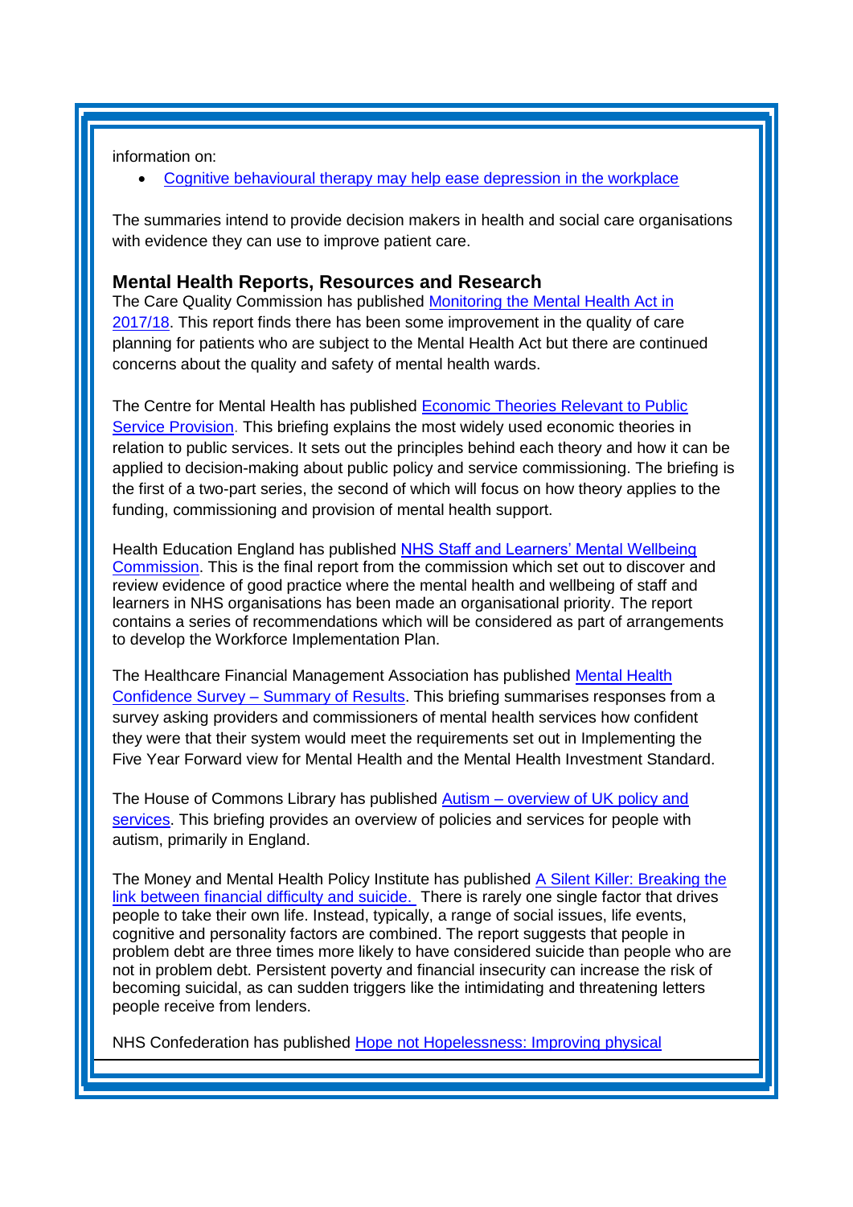information on:

- Cognitive behavioural therapy may help ease depression in the workplace

The summaries intend to provide decision makers in health and social care organisations with evidence they can use to improve patient care.

## Mental Health Reports, Resources and Research

The Care Quality Commission has published Monitoring the Mental Health Act in 2017/18. This report finds there has been some improvement in the quality of care planning for patients who are subject to the Mental Health Act but there are continued concerns about the quality and safety of mental health wards.

The Centre for Mental Health has published Economic Theories Relevant to Public Service Provision. This briefing explains the most widely used economic theories in relation to public services. It sets out the principles behind each theory and how it can be applied to decision-making about public policy and service commissioning. The briefing is the first of a two-part series, the second of which will focus on how theory applies to the funding, commissioning and provision of mental health support.

Health Education England has published NHS Staff and Learners' Mental Wellbeing Commission. This is the final report from the commission which set out to discover and review evidence of good practice where the mental health and wellbeing of staff and learners in NHS organisations has been made an organisational priority. The report contains a series of recommendations which will be considered as part of arrangements to develop the Workforce Implementation Plan.

The Healthcare Financial Management Association has published Mental Health Confidence Survey – Summary of Results. This briefing summarises responses from a survey asking providers and commissioners of mental health services how confident they were that their system would meet the requirements set out in Implementing the Five Year Forward view for Mental Health and the Mental Health Investment Standard.

The House of Commons Library has published Autism – overview of UK policy and services. This briefing provides an overview of policies and services for people with autism, primarily in England.

The Money and Mental Health Policy Institute has published A Silent Killer: Breaking the link between financial difficulty and suicide. There is rarely one single factor that drives people to take their own life. Instead, typically, a range of social issues, life events, cognitive and personality factors are combined. The report suggests that people in problem debt are three times more likely to have considered suicide than people who are not in problem debt. Persistent poverty and financial insecurity can increase the risk of becoming suicidal, as can sudden triggers like the intimidating and threatening letters people receive from lenders.

NHS Confederation has published Hope not Hopelessness: Improving physical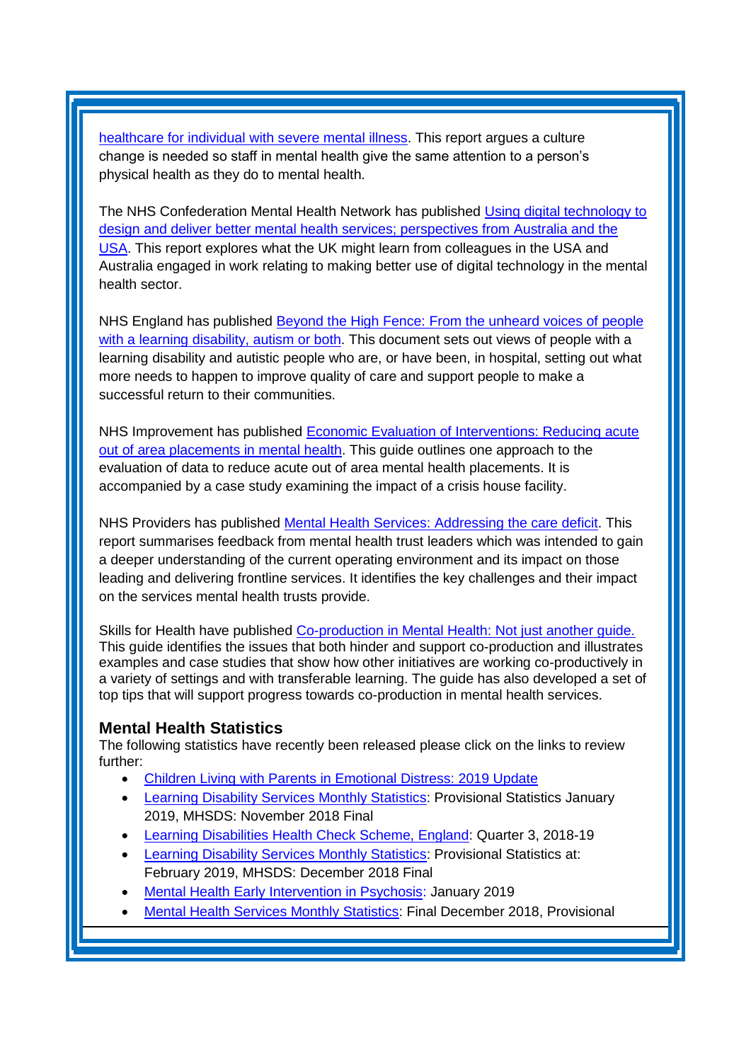healthcare for individual with severe mental illness. This report argues a culture change is needed so staff in mental health give the same attention to a person's physical health as they do to mental health.

The NHS Confederation Mental Health Network has published Using digital technology to design and deliver better mental health services; perspectives from Australia and the USA. This report explores what the UK might learn from colleagues in the USA and Australia engaged in work relating to making better use of digital technology in the mental health sector.

NHS England has published Beyond the High Fence: From the unheard voices of people with a learning disability, autism or both. This document sets out views of people with a learning disability and autistic people who are, or have been, in hospital, setting out what more needs to happen to improve quality of care and support people to make a successful return to their communities.

NHS Improvement has published Economic Evaluation of Interventions: Reducing acute out of area placements in mental health. This guide outlines one approach to the evaluation of data to reduce acute out of area mental health placements. It is accompanied by a case study examining the impact of a crisis house facility.

NHS Providers has published Mental Health Services: Addressing the care deficit. This report summarises feedback from mental health trust leaders which was intended to gain a deeper understanding of the current operating environment and its impact on those leading and delivering frontline services. It identifies the key challenges and their impact on the services mental health trusts provide.

Skills for Health have published Co-production in Mental Health: Not just another guide. This guide identifies the issues that both hinder and support co-production and illustrates examples and case studies that show how other initiatives are working co-productively in a variety of settings and with transferable learning. The guide has also developed a set of top tips that will support progress towards co-production in mental health services.

### Mental Health Statistics

The following statistics have recently been released please click on the links to review further:

- Children Living with Parents in Emotional Distress: 2019 Update
- Learning Disability Services Monthly Statistics: Provisional Statistics January 2019, MHSDS: November 2018 Final
- Learning Disabilities Health Check Scheme, England: Quarter 3, 2018-19
- Learning Disability Services Monthly Statistics: Provisional Statistics at: February 2019, MHSDS: December 2018 Final
- Mental Health Early Intervention in Psychosis: January 2019
- Mental Health Services Monthly Statistics: Final December 2018, Provisional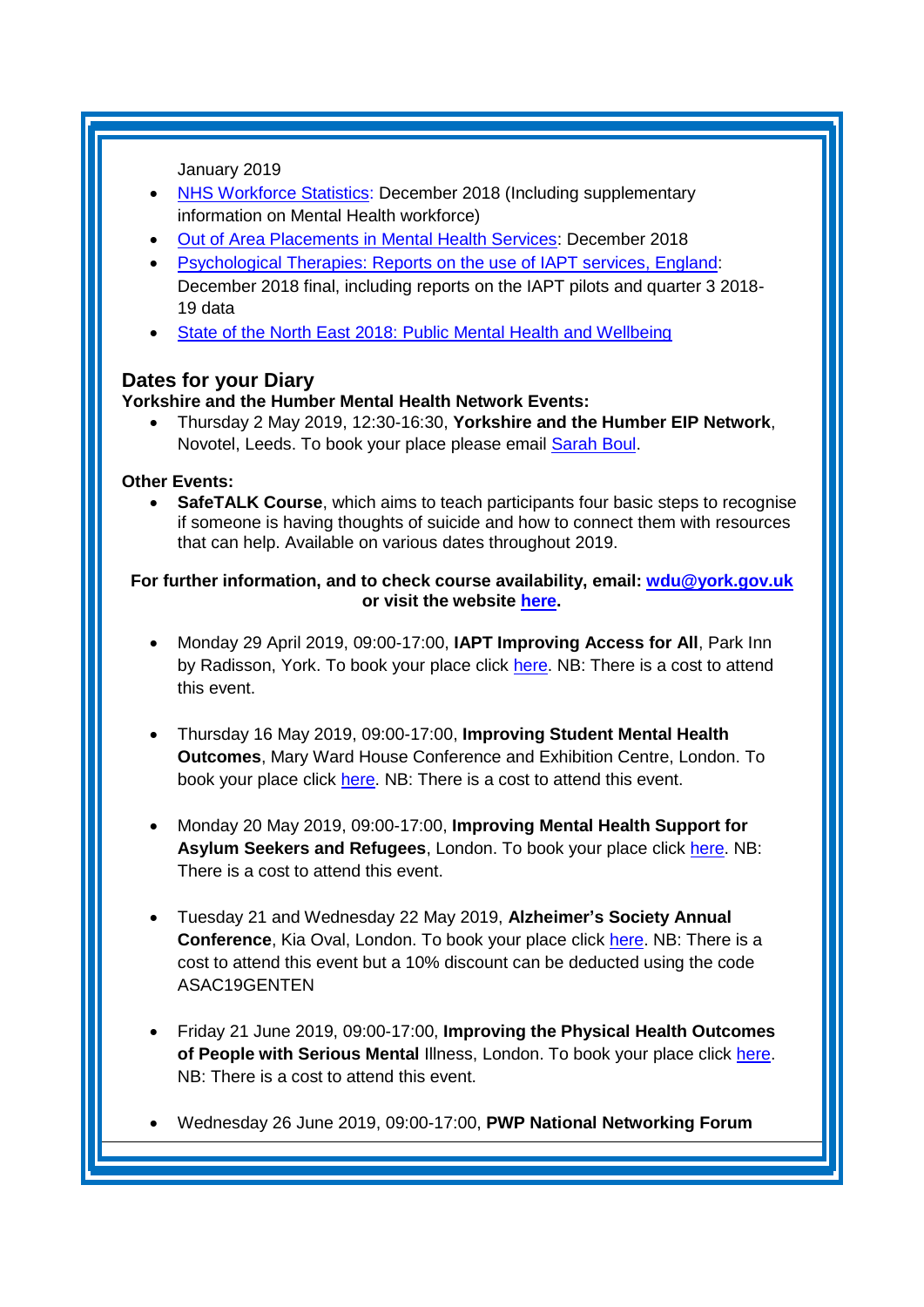January 2019

- [NHS Workforce Statistics](): December 2018 (Including supplementary information on Mental Health workforce)
- [Out of Area Placements in Mental Health Services](): December 2018
- [Psychological Therapies: Reports on the use of IAPT services, England](): December 2018 final, including reports on the IAPT pilots and quarter 3 2018-19 data
- [State of the North East 2018: Public Mental Health and Wellbeing]()

## Dates for your Diary

**Yorkshire and the Humber Mental Health Network Events:**

- Thursday 2 May 2019, 12:30-16:30, **Yorkshire and the Humber EIP Network**, Novotel, Leeds. To book your place please email [Sarah Boul]().

**Other Events:**

- **SafeTALK Course**, which aims to teach participants four basic steps to recognise if someone is having thoughts of suicide and how to connect them with resources that can help. Available on various dates throughout 2019.

**For further information, and to check course availability, email: wdu@york.gov.uk or visit the website [here]().**

- Monday 29 April 2019, 09:00-17:00, **IAPT Improving Access for All**, Park Inn by Radisson, York. To book your place click [here](). NB: There is a cost to attend this event.

- Thursday 16 May 2019, 09:00-17:00, **Improving Student Mental Health Outcomes**, Mary Ward House Conference and Exhibition Centre, London. To book your place click [here](). NB: There is a cost to attend this event.

- Monday 20 May 2019, 09:00-17:00, **Improving Mental Health Support for Asylum Seekers and Refugees**, London. To book your place click [here](). NB: There is a cost to attend this event.

- Tuesday 21 and Wednesday 22 May 2019, **Alzheimer's Society Annual Conference**, Kia Oval, London. To book your place click [here](). NB: There is a cost to attend this event but a 10% discount can be deducted using the code ASAC19GENTEN

- Friday 21 June 2019, 09:00-17:00, **Improving the Physical Health Outcomes of People with Serious Mental** Illness, London. To book your place click [here](). NB: There is a cost to attend this event.

- Wednesday 26 June 2019, 09:00-17:00, **PWP National Networking Forum**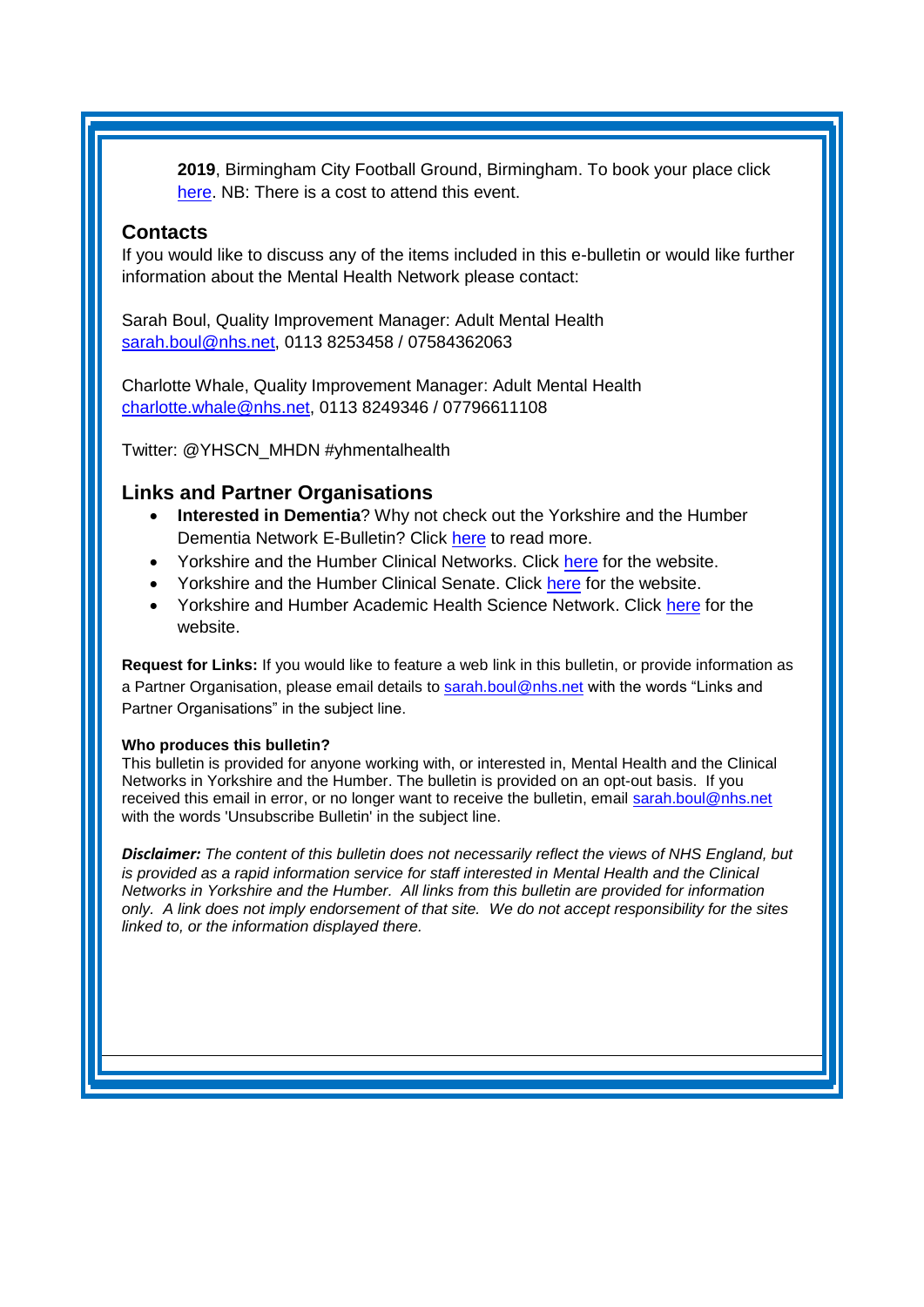**2019**, Birmingham City Football Ground, Birmingham. To book your place click here. NB: There is a cost to attend this event.

## Contacts

If you would like to discuss any of the items included in this e-bulletin or would like further information about the Mental Health Network please contact:

Sarah Boul, Quality Improvement Manager: Adult Mental Health
sarah.boul@nhs.net, 0113 8253458 / 07584362063

Charlotte Whale, Quality Improvement Manager: Adult Mental Health
charlotte.whale@nhs.net, 0113 8249346 / 07796611108

Twitter: @YHSCN_MHDN #yhmentalhealth

## Links and Partner Organisations

- **Interested in Dementia**? Why not check out the Yorkshire and the Humber Dementia Network E-Bulletin? Click here to read more.
- Yorkshire and the Humber Clinical Networks. Click here for the website.
- Yorkshire and the Humber Clinical Senate. Click here for the website.
- Yorkshire and Humber Academic Health Science Network. Click here for the website.

**Request for Links:** If you would like to feature a web link in this bulletin, or provide information as a Partner Organisation, please email details to sarah.boul@nhs.net with the words "Links and Partner Organisations" in the subject line.

**Who produces this bulletin?**
This bulletin is provided for anyone working with, or interested in, Mental Health and the Clinical Networks in Yorkshire and the Humber. The bulletin is provided on an opt-out basis. If you received this email in error, or no longer want to receive the bulletin, email sarah.boul@nhs.net with the words 'Unsubscribe Bulletin' in the subject line.

***Disclaimer:*** *The content of this bulletin does not necessarily reflect the views of NHS England, but is provided as a rapid information service for staff interested in Mental Health and the Clinical Networks in Yorkshire and the Humber. All links from this bulletin are provided for information only. A link does not imply endorsement of that site. We do not accept responsibility for the sites linked to, or the information displayed there.*